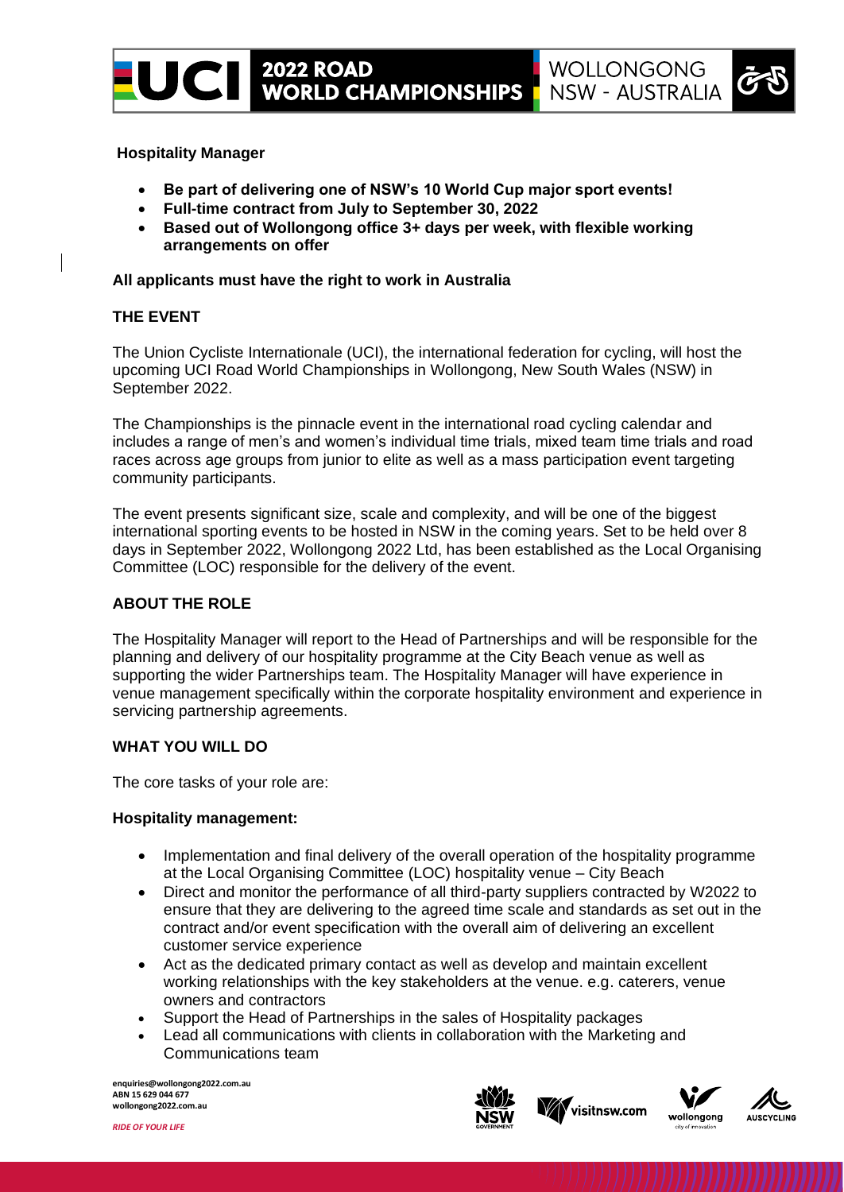## Hospitality Manager

- **Be part of delivering one of NSW's 10 World Cup major sport events!**
- **Full-time contract from July to September 30, 2022**
- **Based out of Wollongong office 3+ days per week, with flexible working arrangements on offer**

**All applicants must have the right to work in Australia**

### THE EVENT

The Union Cycliste Internationale (UCI), the international federation for cycling, will host the upcoming UCI Road World Championships in Wollongong, New South Wales (NSW) in September 2022.

The Championships is the pinnacle event in the international road cycling calendar and includes a range of men's and women's individual time trials, mixed team time trials and road races across age groups from junior to elite as well as a mass participation event targeting community participants.

The event presents significant size, scale and complexity, and will be one of the biggest international sporting events to be hosted in NSW in the coming years. Set to be held over 8 days in September 2022, Wollongong 2022 Ltd, has been established as the Local Organising Committee (LOC) responsible for the delivery of the event.

### ABOUT THE ROLE

The Hospitality Manager will report to the Head of Partnerships and will be responsible for the planning and delivery of our hospitality programme at the City Beach venue as well as supporting the wider Partnerships team. The Hospitality Manager will have experience in venue management specifically within the corporate hospitality environment and experience in servicing partnership agreements.

### WHAT YOU WILL DO

The core tasks of your role are:

**Hospitality management:**

- Implementation and final delivery of the overall operation of the hospitality programme at the Local Organising Committee (LOC) hospitality venue – City Beach
- Direct and monitor the performance of all third-party suppliers contracted by W2022 to ensure that they are delivering to the agreed time scale and standards as set out in the contract and/or event specification with the overall aim of delivering an excellent customer service experience
- Act as the dedicated primary contact as well as develop and maintain excellent working relationships with the key stakeholders at the venue. e.g. caterers, venue owners and contractors
- Support the Head of Partnerships in the sales of Hospitality packages
- Lead all communications with clients in collaboration with the Marketing and Communications team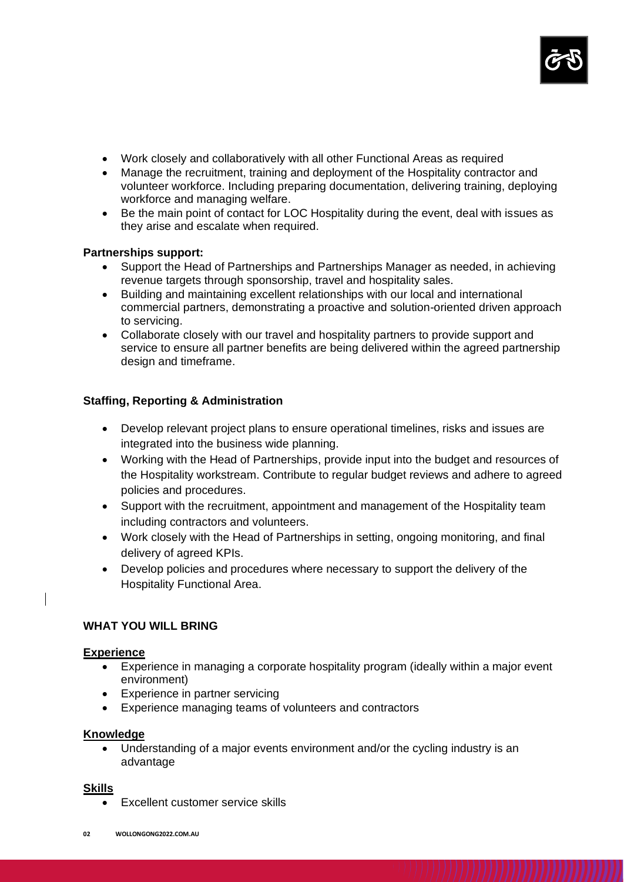- Work closely and collaboratively with all other Functional Areas as required
- Manage the recruitment, training and deployment of the Hospitality contractor and volunteer workforce. Including preparing documentation, delivering training, deploying workforce and managing welfare.
- Be the main point of contact for LOC Hospitality during the event, deal with issues as they arise and escalate when required.

**Partnerships support:**

- Support the Head of Partnerships and Partnerships Manager as needed, in achieving revenue targets through sponsorship, travel and hospitality sales.
- Building and maintaining excellent relationships with our local and international commercial partners, demonstrating a proactive and solution-oriented driven approach to servicing.
- Collaborate closely with our travel and hospitality partners to provide support and service to ensure all partner benefits are being delivered within the agreed partnership design and timeframe.

**Staffing, Reporting & Administration**

- Develop relevant project plans to ensure operational timelines, risks and issues are integrated into the business wide planning.
- Working with the Head of Partnerships, provide input into the budget and resources of the Hospitality workstream. Contribute to regular budget reviews and adhere to agreed policies and procedures.
- Support with the recruitment, appointment and management of the Hospitality team including contractors and volunteers.
- Work closely with the Head of Partnerships in setting, ongoing monitoring, and final delivery of agreed KPIs.
- Develop policies and procedures where necessary to support the delivery of the Hospitality Functional Area.

## WHAT YOU WILL BRING

### Experience

- Experience in managing a corporate hospitality program (ideally within a major event environment)
- Experience in partner servicing
- Experience managing teams of volunteers and contractors

### Knowledge

- Understanding of a major events environment and/or the cycling industry is an advantage

### Skills

- Excellent customer service skills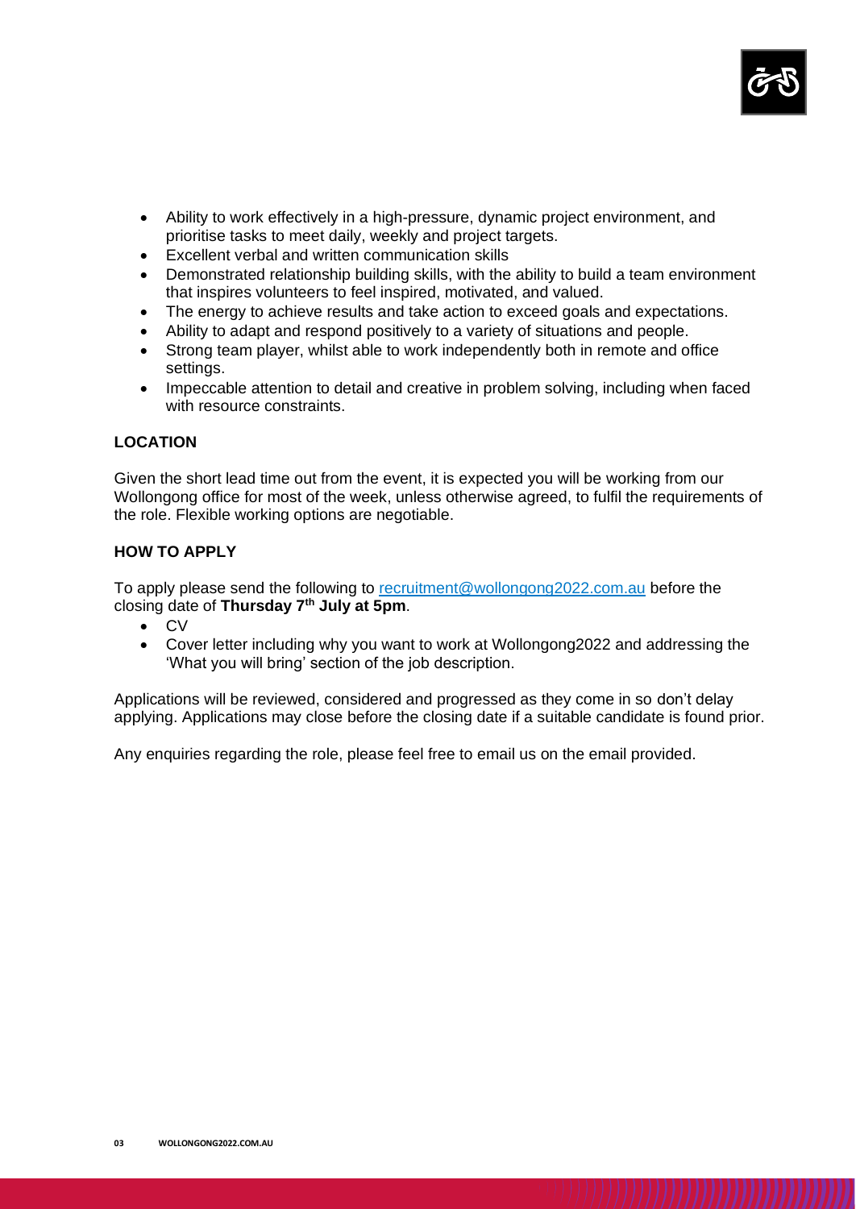- Ability to work effectively in a high-pressure, dynamic project environment, and prioritise tasks to meet daily, weekly and project targets.
- Excellent verbal and written communication skills
- Demonstrated relationship building skills, with the ability to build a team environment that inspires volunteers to feel inspired, motivated, and valued.
- The energy to achieve results and take action to exceed goals and expectations.
- Ability to adapt and respond positively to a variety of situations and people.
- Strong team player, whilst able to work independently both in remote and office settings.
- Impeccable attention to detail and creative in problem solving, including when faced with resource constraints.

**LOCATION**

Given the short lead time out from the event, it is expected you will be working from our Wollongong office for most of the week, unless otherwise agreed, to fulfil the requirements of the role. Flexible working options are negotiable.

**HOW TO APPLY**

To apply please send the following to recruitment@wollongong2022.com.au before the closing date of **Thursday 7th July at 5pm**.

- CV
- Cover letter including why you want to work at Wollongong2022 and addressing the 'What you will bring' section of the job description.

Applications will be reviewed, considered and progressed as they come in so don't delay applying. Applications may close before the closing date if a suitable candidate is found prior.

Any enquiries regarding the role, please feel free to email us on the email provided.